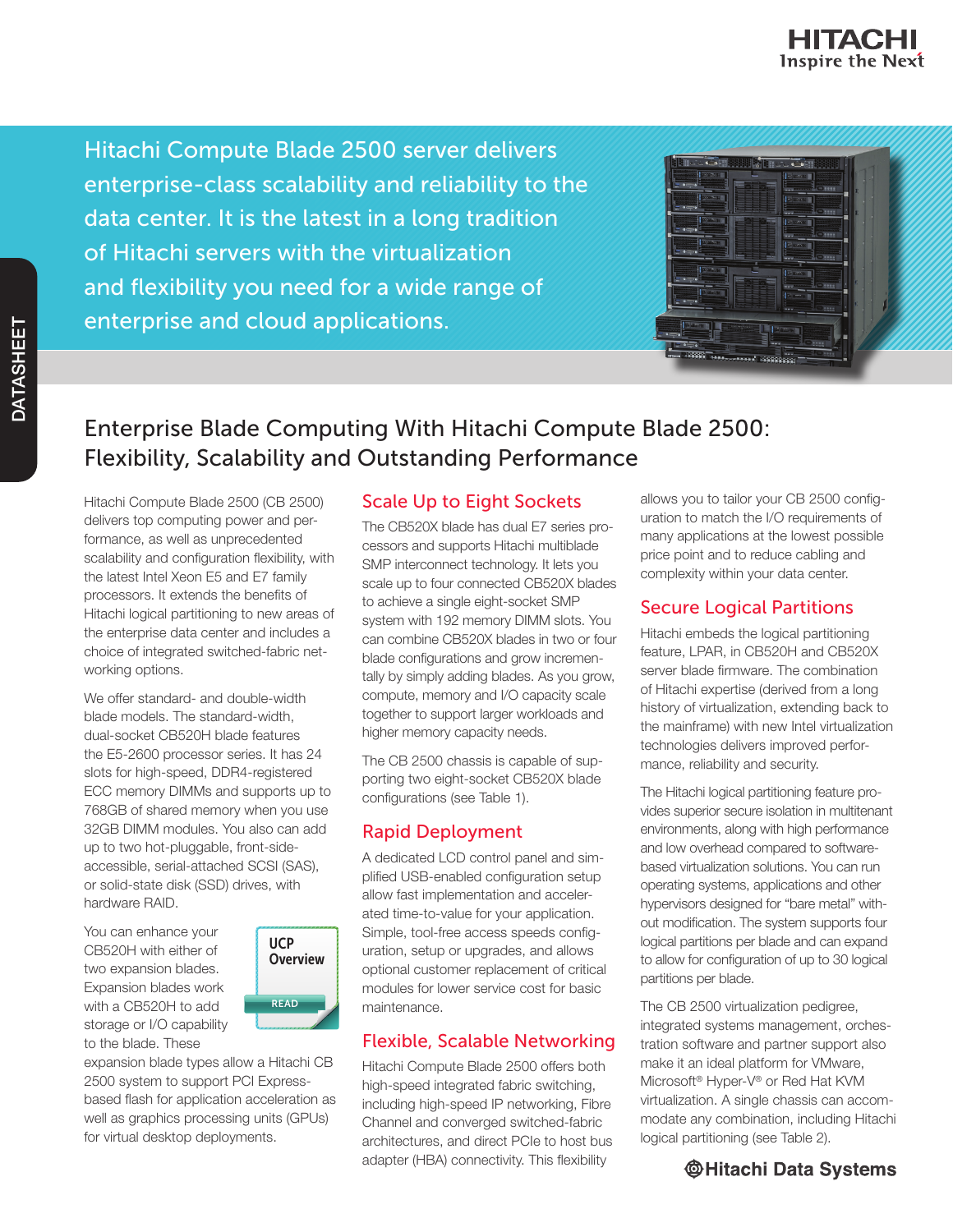Hitachi Compute Blade 2500 server delivers enterprise-class scalability and reliability to the data center. It is the latest in a long tradition of Hitachi servers with the virtualization and flexibility you need for a wide range of enterprise and cloud applications.

# Enterprise Blade Computing With Hitachi Compute Blade 2500: Flexibility, Scalability and Outstanding Performance

Hitachi Compute Blade 2500 (CB 2500) delivers top computing power and performance, as well as unprecedented scalability and configuration flexibility, with the latest Intel Xeon E5 and E7 family processors. It extends the benefits of Hitachi logical partitioning to new areas of the enterprise data center and includes a choice of integrated switched-fabric networking options.

We offer standard- and double-width blade models. The standard-width, dual-socket CB520H blade features the E5-2600 processor series. It has 24 slots for high-speed, DDR4-registered ECC memory DIMMs and supports up to 768GB of shared memory when you use 32GB DIMM modules. You also can add up to two hot-pluggable, front-side-accessible, serial-attached SCSI (SAS), or solid-state disk (SSD) drives, with hardware RAID.

You can enhance your CB520H with either of two expansion blades. Expansion blades work with a CB520H to add storage or I/O capability to the blade. These expansion blade types allow a Hitachi CB 2500 system to support PCI Express-based flash for application acceleration as well as graphics processing units (GPUs) for virtual desktop deployments.

**UCP Overview**
READ

## Scale Up to Eight Sockets

The CB520X blade has dual E7 series processors and supports Hitachi multiblade SMP interconnect technology. It lets you scale up to four connected CB520X blades to achieve a single eight-socket SMP system with 192 memory DIMM slots. You can combine CB520X blades in two or four blade configurations and grow incrementally by simply adding blades. As you grow, compute, memory and I/O capacity scale together to support larger workloads and higher memory capacity needs.

The CB 2500 chassis is capable of supporting two eight-socket CB520X blade configurations (see Table 1).

## Rapid Deployment

A dedicated LCD control panel and simplified USB-enabled configuration setup allow fast implementation and accelerated time-to-value for your application. Simple, tool-free access speeds configuration, setup or upgrades, and allows optional customer replacement of critical modules for lower service cost for basic maintenance.

## Flexible, Scalable Networking

Hitachi Compute Blade 2500 offers both high-speed integrated fabric switching, including high-speed IP networking, Fibre Channel and converged switched-fabric architectures, and direct PCIe to host bus adapter (HBA) connectivity. This flexibility allows you to tailor your CB 2500 configuration to match the I/O requirements of many applications at the lowest possible price point and to reduce cabling and complexity within your data center.

## Secure Logical Partitions

Hitachi embeds the logical partitioning feature, LPAR, in CB520H and CB520X server blade firmware. The combination of Hitachi expertise (derived from a long history of virtualization, extending back to the mainframe) with new Intel virtualization technologies delivers improved performance, reliability and security.

The Hitachi logical partitioning feature provides superior secure isolation in multitenant environments, along with high performance and low overhead compared to software-based virtualization solutions. You can run operating systems, applications and other hypervisors designed for "bare metal" without modification. The system supports four logical partitions per blade and can expand to allow for configuration of up to 30 logical partitions per blade.

The CB 2500 virtualization pedigree, integrated systems management, orchestration software and partner support also make it an ideal platform for VMware, Microsoft® Hyper-V® or Red Hat KVM virtualization. A single chassis can accommodate any combination, including Hitachi logical partitioning (see Table 2).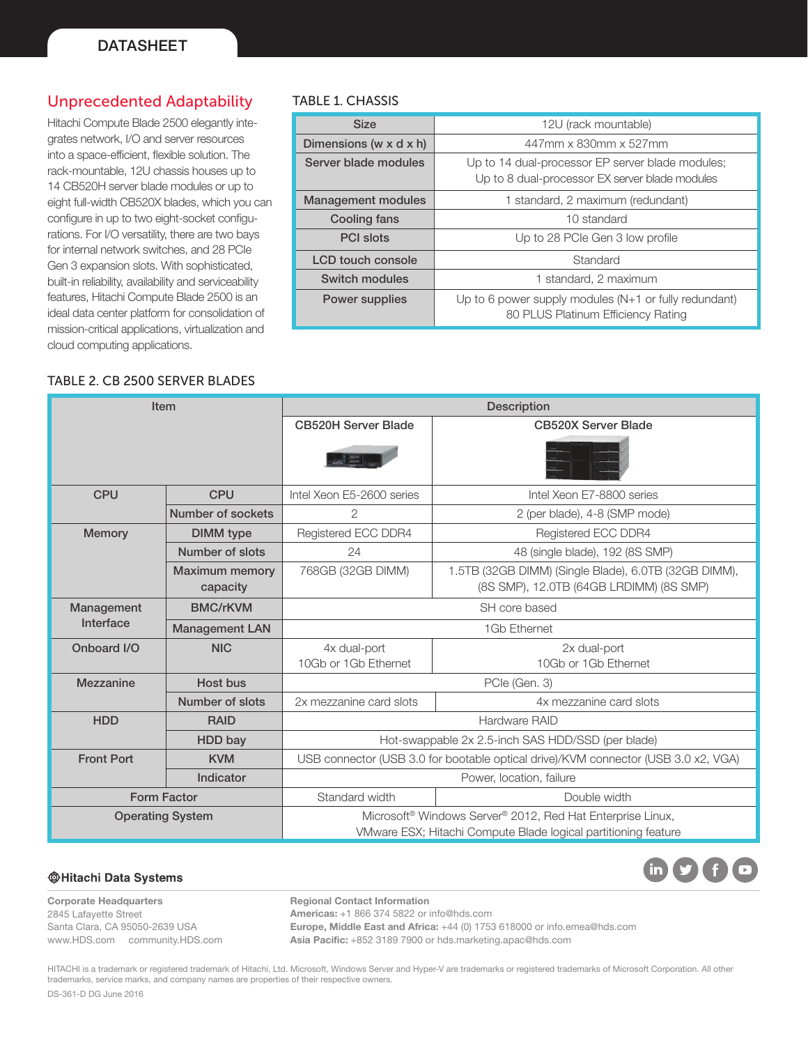DATASHEET

## Unprecedented Adaptability

Hitachi Compute Blade 2500 elegantly integrates network, I/O and server resources into a space-efficient, flexible solution. The rack-mountable, 12U chassis houses up to 14 CB520H server blade modules or up to eight full-width CB520X blades, which you can configure in up to two eight-socket configurations. For I/O versatility, there are two bays for internal network switches, and 28 PCIe Gen 3 expansion slots. With sophisticated, built-in reliability, availability and serviceability features, Hitachi Compute Blade 2500 is an ideal data center platform for consolidation of mission-critical applications, virtualization and cloud computing applications.

TABLE 1. CHASSIS

| | |
|---|---|
| Size | 12U (rack mountable) |
| Dimensions (w x d x h) | 447mm x 830mm x 527mm |
| Server blade modules | Up to 14 dual-processor EP server blade modules; Up to 8 dual-processor EX server blade modules |
| Management modules | 1 standard, 2 maximum (redundant) |
| Cooling fans | 10 standard |
| PCI slots | Up to 28 PCIe Gen 3 low profile |
| LCD touch console | Standard |
| Switch modules | 1 standard, 2 maximum |
| Power supplies | Up to 6 power supply modules (N+1 or fully redundant) 80 PLUS Platinum Efficiency Rating |

TABLE 2. CB 2500 SERVER BLADES

| Item | | Description | |
|---|---|---|---|
| | | CB520H Server Blade | CB520X Server Blade |
| CPU | CPU | Intel Xeon E5-2600 series | Intel Xeon E7-8800 series |
| | Number of sockets | 2 | 2 (per blade), 4-8 (SMP mode) |
| Memory | DIMM type | Registered ECC DDR4 | Registered ECC DDR4 |
| | Number of slots | 24 | 48 (single blade), 192 (8S SMP) |
| | Maximum memory capacity | 768GB (32GB DIMM) | 1.5TB (32GB DIMM) (Single Blade), 6.0TB (32GB DIMM), (8S SMP), 12.0TB (64GB LRDIMM) (8S SMP) |
| Management Interface | BMC/rKVM | SH core based | |
| | Management LAN | 1Gb Ethernet | |
| Onboard I/O | NIC | 4x dual-port 10Gb or 1Gb Ethernet | 2x dual-port 10Gb or 1Gb Ethernet |
| Mezzanine | Host bus | PCIe (Gen. 3) | |
| | Number of slots | 2x mezzanine card slots | 4x mezzanine card slots |
| HDD | RAID | Hardware RAID | |
| | HDD bay | Hot-swappable 2x 2.5-inch SAS HDD/SSD (per blade) | |
| Front Port | KVM | USB connector (USB 3.0 for bootable optical drive)/KVM connector (USB 3.0 x2, VGA) | |
| | Indicator | Power, location, failure | |
| Form Factor | | Standard width | Double width |
| Operating System | | Microsoft® Windows Server® 2012, Red Hat Enterprise Linux, VMware ESX; Hitachi Compute Blade logical partitioning feature | |

**Hitachi Data Systems**

**Corporate Headquarters**
2845 Lafayette Street
Santa Clara, CA 95050-2639 USA
www.HDS.com community.HDS.com

**Regional Contact Information**
**Americas:** +1 866 374 5822 or info@hds.com
**Europe, Middle East and Africa:** +44 (0) 1753 618000 or info.emea@hds.com
**Asia Pacific:** +852 3189 7900 or hds.marketing.apac@hds.com

HITACHI is a trademark or registered trademark of Hitachi, Ltd. Microsoft, Windows Server and Hyper-V are trademarks or registered trademarks of Microsoft Corporation. All other trademarks, service marks, and company names are properties of their respective owners.

DS-361-D DG June 2016